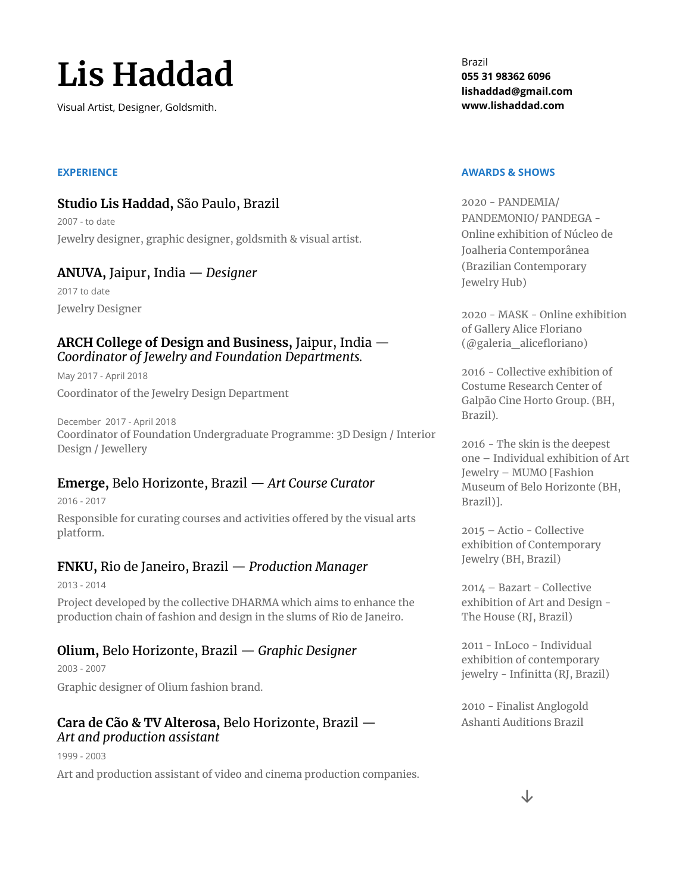# Lis Haddad

Visual Artist, Designer, Goldsmith.

Brazil
**055 31 98362 6096**
**lishaddad@gmail.com**
**www.lishaddad.com**

## EXPERIENCE

### **Studio Lis Haddad,** São Paulo, Brazil

2007 - to date

Jewelry designer, graphic designer, goldsmith & visual artist.

### **ANUVA,** Jaipur, India — *Designer*

2017 to date

Jewelry Designer

### **ARCH College of Design and Business,** Jaipur, India — *Coordinator of Jewelry and Foundation Departments.*

May 2017 - April 2018

Coordinator of the Jewelry Design Department

December 2017 - April 2018
Coordinator of Foundation Undergraduate Programme: 3D Design / Interior Design / Jewellery

### **Emerge,** Belo Horizonte, Brazil — *Art Course Curator*

2016 - 2017

Responsible for curating courses and activities offered by the visual arts platform.

### **FNKU,** Rio de Janeiro, Brazil — *Production Manager*

2013 - 2014

Project developed by the collective DHARMA which aims to enhance the production chain of fashion and design in the slums of Rio de Janeiro.

### **Olium,** Belo Horizonte, Brazil — *Graphic Designer*

2003 - 2007

Graphic designer of Olium fashion brand.

### **Cara de Cão & TV Alterosa,** Belo Horizonte, Brazil — *Art and production assistant*

1999 - 2003

Art and production assistant of video and cinema production companies.

## AWARDS & SHOWS

2020 - PANDEMIA/ PANDEMONIO/ PANDEGA - Online exhibition of Núcleo de Joalheria Contemporânea (Brazilian Contemporary Jewelry Hub)

2020 - MASK - Online exhibition of Gallery Alice Floriano (@galeria_alicefloriano)

2016 - Collective exhibition of Costume Research Center of Galpão Cine Horto Group. (BH, Brazil).

2016 - The skin is the deepest one – Individual exhibition of Art Jewelry – MUMO [Fashion Museum of Belo Horizonte (BH, Brazil)].

2015 – Actio - Collective exhibition of Contemporary Jewelry (BH, Brazil)

2014 – Bazart - Collective exhibition of Art and Design - The House (RJ, Brazil)

2011 - InLoco - Individual exhibition of contemporary jewelry - Infinitta (RJ, Brazil)

2010 - Finalist Anglogold Ashanti Auditions Brazil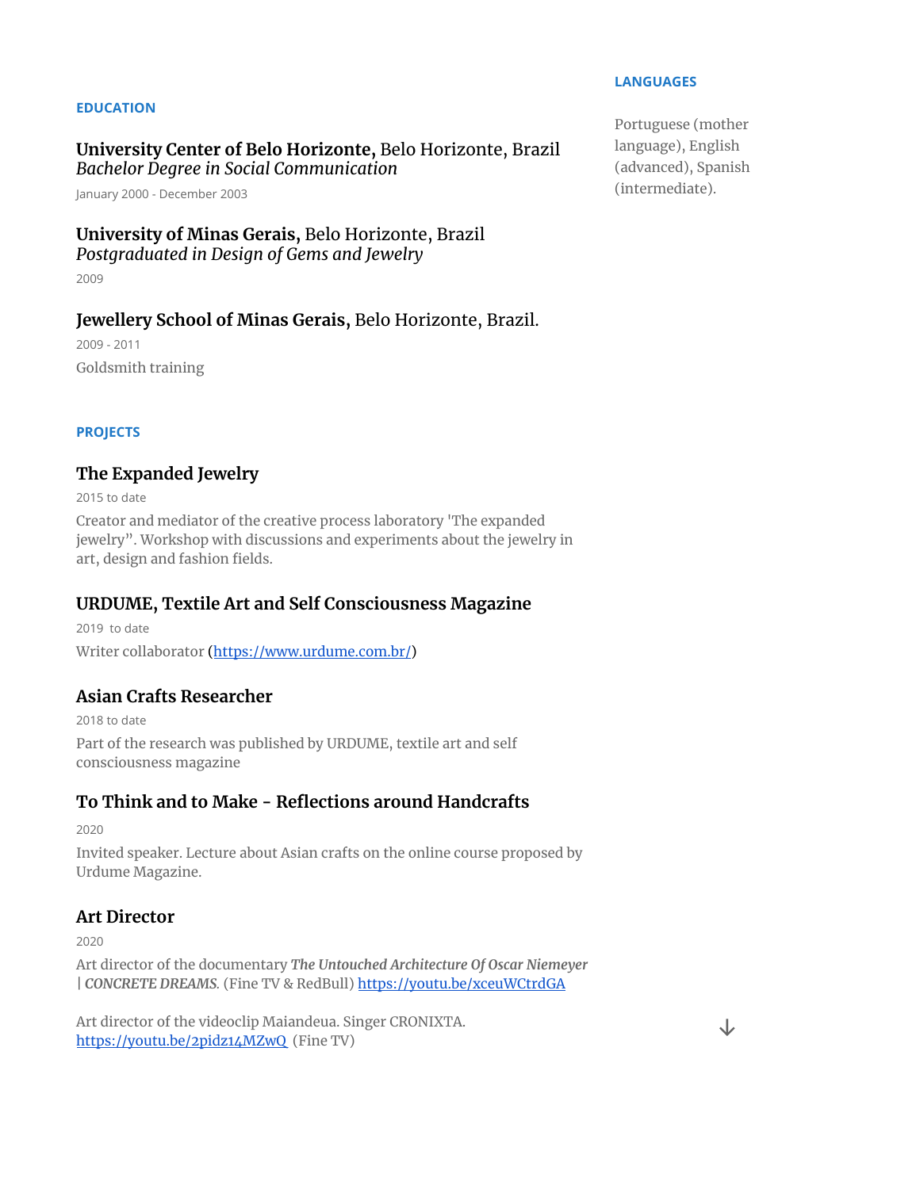## EDUCATION

### **University Center of Belo Horizonte,** Belo Horizonte, Brazil
*Bachelor Degree in Social Communication*

January 2000 - December 2003

### **University of Minas Gerais,** Belo Horizonte, Brazil
*Postgraduated in Design of Gems and Jewelry*

2009

### **Jewellery School of Minas Gerais,** Belo Horizonte, Brazil.

2009 - 2011

Goldsmith training

## PROJECTS

### The Expanded Jewelry

2015 to date

Creator and mediator of the creative process laboratory 'The expanded jewelry". Workshop with discussions and experiments about the jewelry in art, design and fashion fields.

### URDUME, Textile Art and Self Consciousness Magazine

2019 to date

Writer collaborator (https://www.urdume.com.br/)

### Asian Crafts Researcher

2018 to date

Part of the research was published by URDUME, textile art and self consciousness magazine

### To Think and to Make - Reflections around Handcrafts

2020

Invited speaker. Lecture about Asian crafts on the online course proposed by Urdume Magazine.

### Art Director

2020

Art director of the documentary ***The Untouched Architecture Of Oscar Niemeyer | CONCRETE DREAMS.*** (Fine TV & RedBull) https://youtu.be/xceuWCtrdGA

Art director of the videoclip Maiandeua. Singer CRONIXTA. https://youtu.be/2pidz14MZwQ (Fine TV)

## LANGUAGES

Portuguese (mother language), English (advanced), Spanish (intermediate).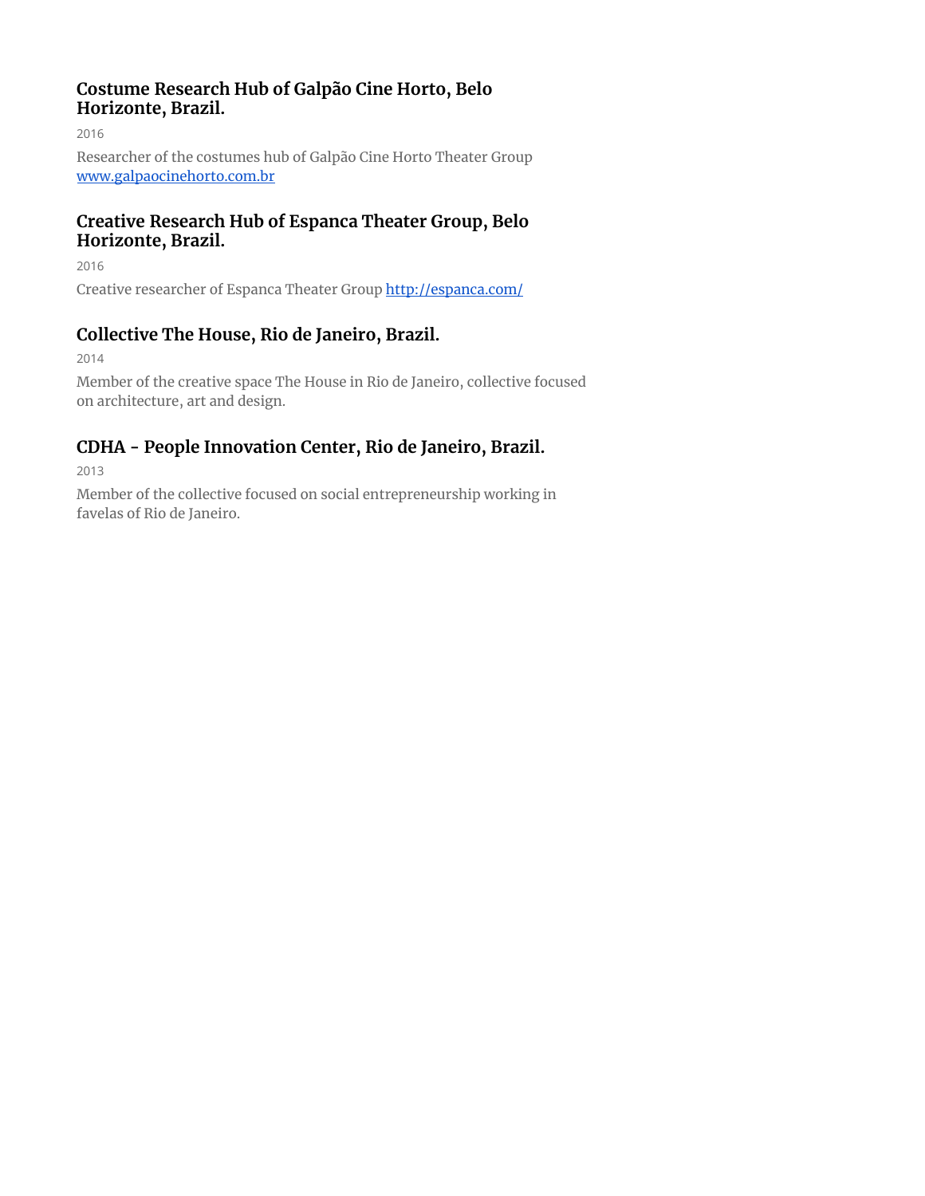### Costume Research Hub of Galpão Cine Horto, Belo Horizonte, Brazil.

2016

Researcher of the costumes hub of Galpão Cine Horto Theater Group [www.galpaocinehorto.com.br](www.galpaocinehorto.com.br)

### Creative Research Hub of Espanca Theater Group, Belo Horizonte, Brazil.

2016

Creative researcher of Espanca Theater Group [http://espanca.com/](http://espanca.com/)

### Collective The House, Rio de Janeiro, Brazil.

2014

Member of the creative space The House in Rio de Janeiro, collective focused on architecture, art and design.

### CDHA - People Innovation Center, Rio de Janeiro, Brazil.

2013

Member of the collective focused on social entrepreneurship working in favelas of Rio de Janeiro.